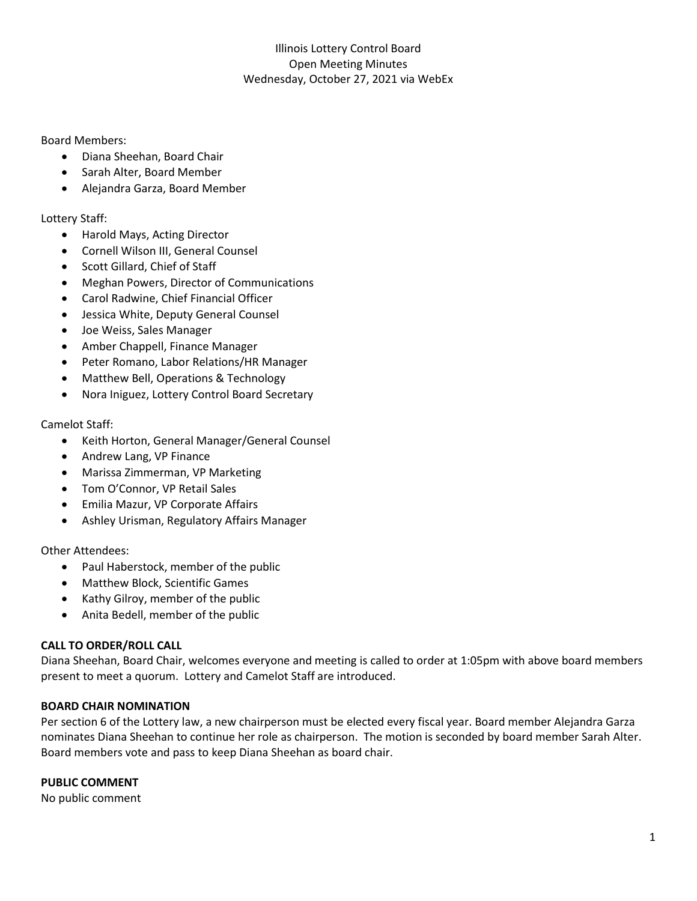# Illinois Lottery Control Board
## Open Meeting Minutes
### Wednesday, October 27, 2021 via WebEx

Board Members:
- Diana Sheehan, Board Chair
- Sarah Alter, Board Member
- Alejandra Garza, Board Member

Lottery Staff:
- Harold Mays, Acting Director
- Cornell Wilson III, General Counsel
- Scott Gillard, Chief of Staff
- Meghan Powers, Director of Communications
- Carol Radwine, Chief Financial Officer
- Jessica White, Deputy General Counsel
- Joe Weiss, Sales Manager
- Amber Chappell, Finance Manager
- Peter Romano, Labor Relations/HR Manager
- Matthew Bell, Operations & Technology
- Nora Iniguez, Lottery Control Board Secretary

Camelot Staff:
- Keith Horton, General Manager/General Counsel
- Andrew Lang, VP Finance
- Marissa Zimmerman, VP Marketing
- Tom O'Connor, VP Retail Sales
- Emilia Mazur, VP Corporate Affairs
- Ashley Urisman, Regulatory Affairs Manager

Other Attendees:
- Paul Haberstock, member of the public
- Matthew Block, Scientific Games
- Kathy Gilroy, member of the public
- Anita Bedell, member of the public

**CALL TO ORDER/ROLL CALL**

Diana Sheehan, Board Chair, welcomes everyone and meeting is called to order at 1:05pm with above board members present to meet a quorum. Lottery and Camelot Staff are introduced.

**BOARD CHAIR NOMINATION**

Per section 6 of the Lottery law, a new chairperson must be elected every fiscal year. Board member Alejandra Garza nominates Diana Sheehan to continue her role as chairperson. The motion is seconded by board member Sarah Alter. Board members vote and pass to keep Diana Sheehan as board chair.

**PUBLIC COMMENT**

No public comment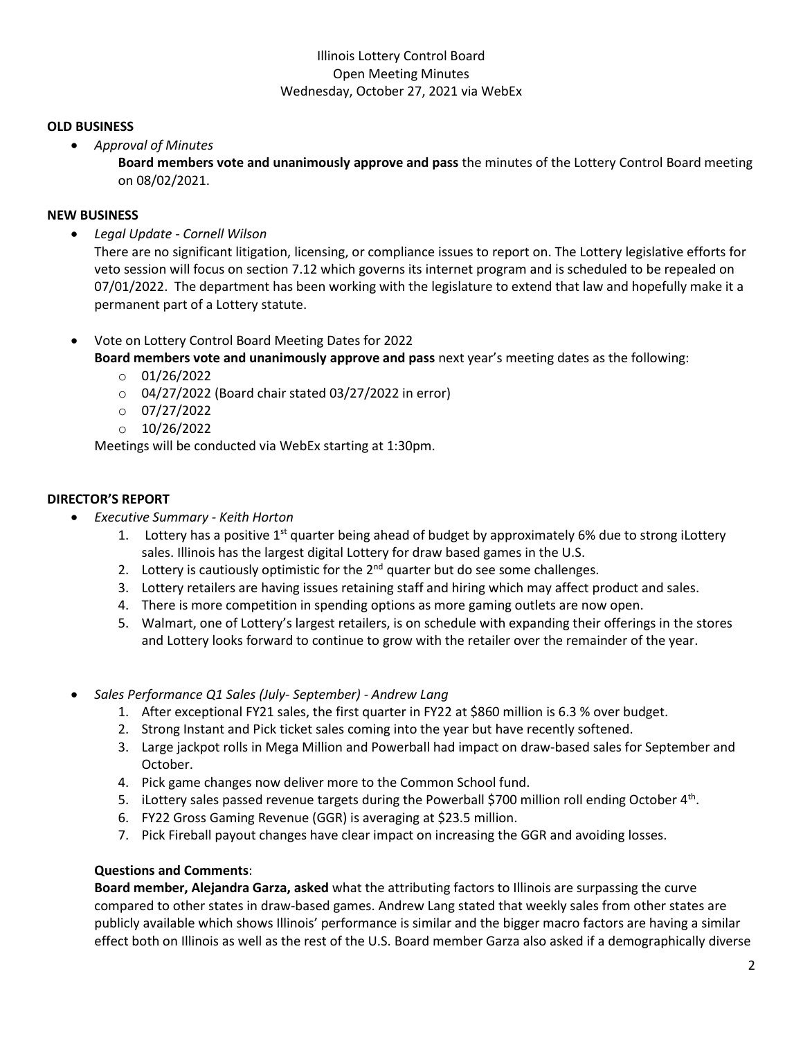Illinois Lottery Control Board
Open Meeting Minutes
Wednesday, October 27, 2021 via WebEx

**OLD BUSINESS**

- *Approval of Minutes*

  **Board members vote and unanimously approve and pass** the minutes of the Lottery Control Board meeting on 08/02/2021.

**NEW BUSINESS**

- *Legal Update - Cornell Wilson*

  There are no significant litigation, licensing, or compliance issues to report on. The Lottery legislative efforts for veto session will focus on section 7.12 which governs its internet program and is scheduled to be repealed on 07/01/2022. The department has been working with the legislature to extend that law and hopefully make it a permanent part of a Lottery statute.

- Vote on Lottery Control Board Meeting Dates for 2022

  **Board members vote and unanimously approve and pass** next year's meeting dates as the following:
  - 01/26/2022
  - 04/27/2022 (Board chair stated 03/27/2022 in error)
  - 07/27/2022
  - 10/26/2022

  Meetings will be conducted via WebEx starting at 1:30pm.

**DIRECTOR'S REPORT**

- *Executive Summary - Keith Horton*
  1. Lottery has a positive 1st quarter being ahead of budget by approximately 6% due to strong iLottery sales. Illinois has the largest digital Lottery for draw based games in the U.S.
  2. Lottery is cautiously optimistic for the 2nd quarter but do see some challenges.
  3. Lottery retailers are having issues retaining staff and hiring which may affect product and sales.
  4. There is more competition in spending options as more gaming outlets are now open.
  5. Walmart, one of Lottery's largest retailers, is on schedule with expanding their offerings in the stores and Lottery looks forward to continue to grow with the retailer over the remainder of the year.

- *Sales Performance Q1 Sales (July- September) - Andrew Lang*
  1. After exceptional FY21 sales, the first quarter in FY22 at $860 million is 6.3 % over budget.
  2. Strong Instant and Pick ticket sales coming into the year but have recently softened.
  3. Large jackpot rolls in Mega Million and Powerball had impact on draw-based sales for September and October.
  4. Pick game changes now deliver more to the Common School fund.
  5. iLottery sales passed revenue targets during the Powerball $700 million roll ending October 4th.
  6. FY22 Gross Gaming Revenue (GGR) is averaging at $23.5 million.
  7. Pick Fireball payout changes have clear impact on increasing the GGR and avoiding losses.

  **Questions and Comments**:

  **Board member, Alejandra Garza, asked** what the attributing factors to Illinois are surpassing the curve compared to other states in draw-based games. Andrew Lang stated that weekly sales from other states are publicly available which shows Illinois' performance is similar and the bigger macro factors are having a similar effect both on Illinois as well as the rest of the U.S. Board member Garza also asked if a demographically diverse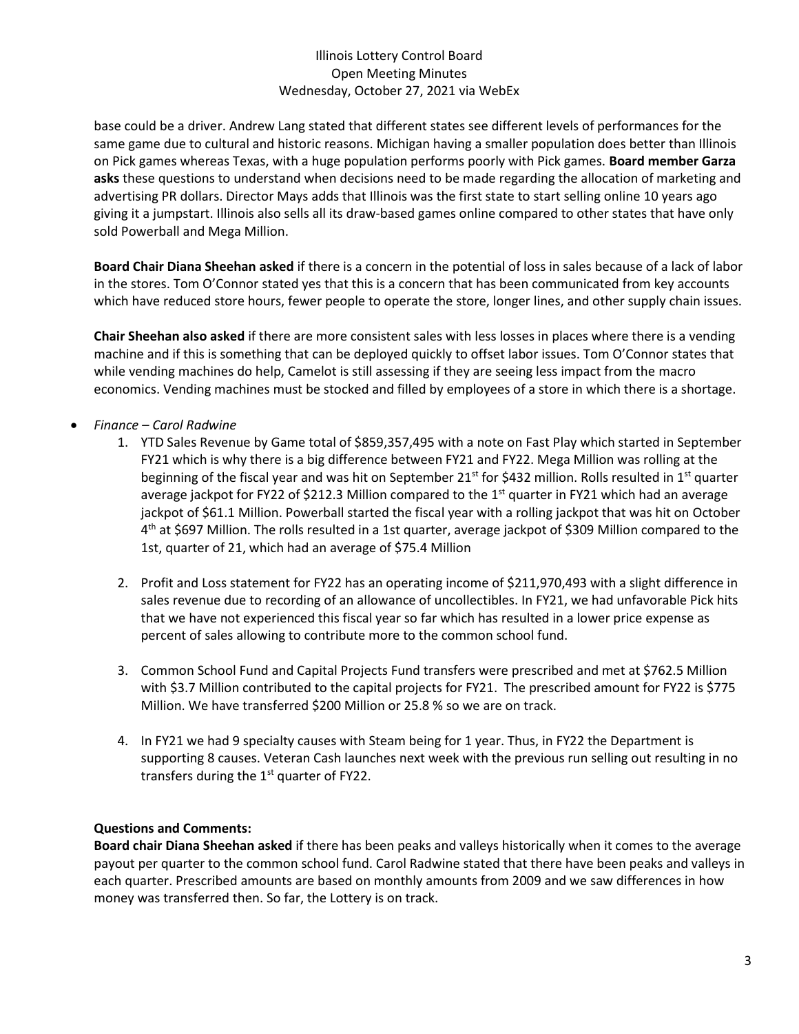base could be a driver. Andrew Lang stated that different states see different levels of performances for the same game due to cultural and historic reasons. Michigan having a smaller population does better than Illinois on Pick games whereas Texas, with a huge population performs poorly with Pick games. **Board member Garza asks** these questions to understand when decisions need to be made regarding the allocation of marketing and advertising PR dollars. Director Mays adds that Illinois was the first state to start selling online 10 years ago giving it a jumpstart. Illinois also sells all its draw-based games online compared to other states that have only sold Powerball and Mega Million.

**Board Chair Diana Sheehan asked** if there is a concern in the potential of loss in sales because of a lack of labor in the stores. Tom O'Connor stated yes that this is a concern that has been communicated from key accounts which have reduced store hours, fewer people to operate the store, longer lines, and other supply chain issues.

**Chair Sheehan also asked** if there are more consistent sales with less losses in places where there is a vending machine and if this is something that can be deployed quickly to offset labor issues. Tom O'Connor states that while vending machines do help, Camelot is still assessing if they are seeing less impact from the macro economics. Vending machines must be stocked and filled by employees of a store in which there is a shortage.

- *Finance – Carol Radwine*
    1. YTD Sales Revenue by Game total of $859,357,495 with a note on Fast Play which started in September FY21 which is why there is a big difference between FY21 and FY22. Mega Million was rolling at the beginning of the fiscal year and was hit on September 21st for $432 million. Rolls resulted in 1st quarter average jackpot for FY22 of $212.3 Million compared to the 1st quarter in FY21 which had an average jackpot of $61.1 Million. Powerball started the fiscal year with a rolling jackpot that was hit on October 4th at $697 Million. The rolls resulted in a 1st quarter, average jackpot of $309 Million compared to the 1st, quarter of 21, which had an average of $75.4 Million

    2. Profit and Loss statement for FY22 has an operating income of $211,970,493 with a slight difference in sales revenue due to recording of an allowance of uncollectibles. In FY21, we had unfavorable Pick hits that we have not experienced this fiscal year so far which has resulted in a lower price expense as percent of sales allowing to contribute more to the common school fund.

    3. Common School Fund and Capital Projects Fund transfers were prescribed and met at $762.5 Million with $3.7 Million contributed to the capital projects for FY21. The prescribed amount for FY22 is $775 Million. We have transferred $200 Million or 25.8 % so we are on track.

    4. In FY21 we had 9 specialty causes with Steam being for 1 year. Thus, in FY22 the Department is supporting 8 causes. Veteran Cash launches next week with the previous run selling out resulting in no transfers during the 1st quarter of FY22.

**Questions and Comments:**

**Board chair Diana Sheehan asked** if there has been peaks and valleys historically when it comes to the average payout per quarter to the common school fund. Carol Radwine stated that there have been peaks and valleys in each quarter. Prescribed amounts are based on monthly amounts from 2009 and we saw differences in how money was transferred then. So far, the Lottery is on track.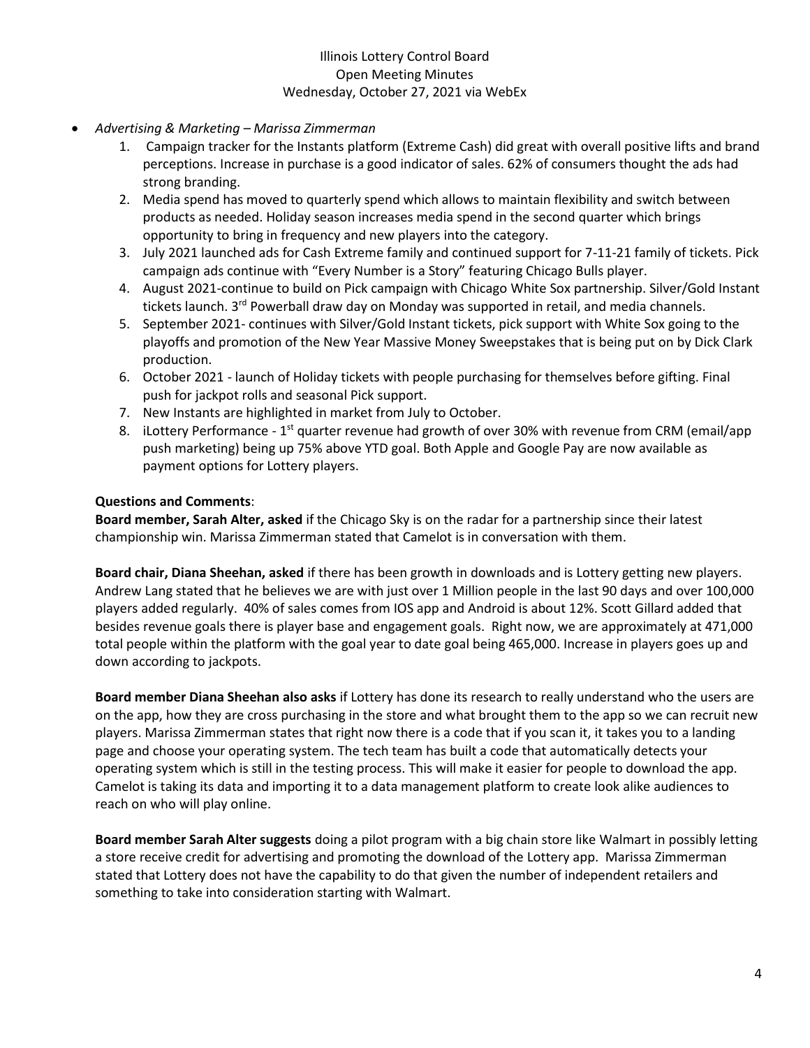Illinois Lottery Control Board
Open Meeting Minutes
Wednesday, October 27, 2021 via WebEx

- *Advertising & Marketing – Marissa Zimmerman*
  1. Campaign tracker for the Instants platform (Extreme Cash) did great with overall positive lifts and brand perceptions. Increase in purchase is a good indicator of sales. 62% of consumers thought the ads had strong branding.
  2. Media spend has moved to quarterly spend which allows to maintain flexibility and switch between products as needed. Holiday season increases media spend in the second quarter which brings opportunity to bring in frequency and new players into the category.
  3. July 2021 launched ads for Cash Extreme family and continued support for 7-11-21 family of tickets. Pick campaign ads continue with "Every Number is a Story" featuring Chicago Bulls player.
  4. August 2021-continue to build on Pick campaign with Chicago White Sox partnership. Silver/Gold Instant tickets launch. 3rd Powerball draw day on Monday was supported in retail, and media channels.
  5. September 2021- continues with Silver/Gold Instant tickets, pick support with White Sox going to the playoffs and promotion of the New Year Massive Money Sweepstakes that is being put on by Dick Clark production.
  6. October 2021 - launch of Holiday tickets with people purchasing for themselves before gifting. Final push for jackpot rolls and seasonal Pick support.
  7. New Instants are highlighted in market from July to October.
  8. iLottery Performance - 1st quarter revenue had growth of over 30% with revenue from CRM (email/app push marketing) being up 75% above YTD goal. Both Apple and Google Pay are now available as payment options for Lottery players.

**Questions and Comments**:

**Board member, Sarah Alter, asked** if the Chicago Sky is on the radar for a partnership since their latest championship win. Marissa Zimmerman stated that Camelot is in conversation with them.

**Board chair, Diana Sheehan, asked** if there has been growth in downloads and is Lottery getting new players. Andrew Lang stated that he believes we are with just over 1 Million people in the last 90 days and over 100,000 players added regularly. 40% of sales comes from IOS app and Android is about 12%. Scott Gillard added that besides revenue goals there is player base and engagement goals. Right now, we are approximately at 471,000 total people within the platform with the goal year to date goal being 465,000. Increase in players goes up and down according to jackpots.

**Board member Diana Sheehan also asks** if Lottery has done its research to really understand who the users are on the app, how they are cross purchasing in the store and what brought them to the app so we can recruit new players. Marissa Zimmerman states that right now there is a code that if you scan it, it takes you to a landing page and choose your operating system. The tech team has built a code that automatically detects your operating system which is still in the testing process. This will make it easier for people to download the app. Camelot is taking its data and importing it to a data management platform to create look alike audiences to reach on who will play online.

**Board member Sarah Alter suggests** doing a pilot program with a big chain store like Walmart in possibly letting a store receive credit for advertising and promoting the download of the Lottery app. Marissa Zimmerman stated that Lottery does not have the capability to do that given the number of independent retailers and something to take into consideration starting with Walmart.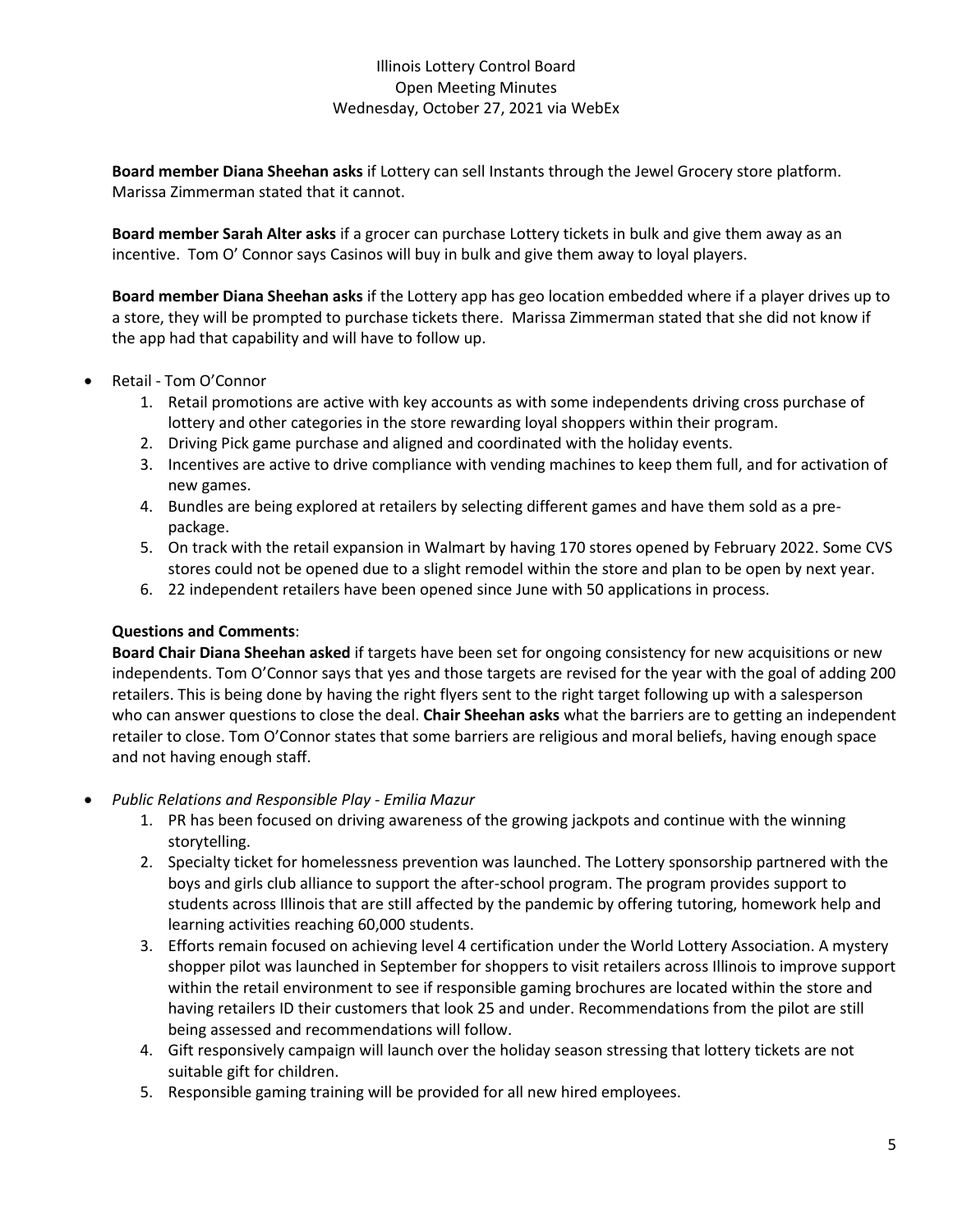Illinois Lottery Control Board
Open Meeting Minutes
Wednesday, October 27, 2021 via WebEx

**Board member Diana Sheehan asks** if Lottery can sell Instants through the Jewel Grocery store platform. Marissa Zimmerman stated that it cannot.

**Board member Sarah Alter asks** if a grocer can purchase Lottery tickets in bulk and give them away as an incentive. Tom O' Connor says Casinos will buy in bulk and give them away to loyal players.

**Board member Diana Sheehan asks** if the Lottery app has geo location embedded where if a player drives up to a store, they will be prompted to purchase tickets there. Marissa Zimmerman stated that she did not know if the app had that capability and will have to follow up.

- Retail - Tom O'Connor
  1. Retail promotions are active with key accounts as with some independents driving cross purchase of lottery and other categories in the store rewarding loyal shoppers within their program.
  2. Driving Pick game purchase and aligned and coordinated with the holiday events.
  3. Incentives are active to drive compliance with vending machines to keep them full, and for activation of new games.
  4. Bundles are being explored at retailers by selecting different games and have them sold as a pre-package.
  5. On track with the retail expansion in Walmart by having 170 stores opened by February 2022. Some CVS stores could not be opened due to a slight remodel within the store and plan to be open by next year.
  6. 22 independent retailers have been opened since June with 50 applications in process.

  **Questions and Comments**:
  **Board Chair Diana Sheehan asked** if targets have been set for ongoing consistency for new acquisitions or new independents. Tom O'Connor says that yes and those targets are revised for the year with the goal of adding 200 retailers. This is being done by having the right flyers sent to the right target following up with a salesperson who can answer questions to close the deal. **Chair Sheehan asks** what the barriers are to getting an independent retailer to close. Tom O'Connor states that some barriers are religious and moral beliefs, having enough space and not having enough staff.

- *Public Relations and Responsible Play - Emilia Mazur*
  1. PR has been focused on driving awareness of the growing jackpots and continue with the winning storytelling.
  2. Specialty ticket for homelessness prevention was launched. The Lottery sponsorship partnered with the boys and girls club alliance to support the after-school program. The program provides support to students across Illinois that are still affected by the pandemic by offering tutoring, homework help and learning activities reaching 60,000 students.
  3. Efforts remain focused on achieving level 4 certification under the World Lottery Association. A mystery shopper pilot was launched in September for shoppers to visit retailers across Illinois to improve support within the retail environment to see if responsible gaming brochures are located within the store and having retailers ID their customers that look 25 and under. Recommendations from the pilot are still being assessed and recommendations will follow.
  4. Gift responsively campaign will launch over the holiday season stressing that lottery tickets are not suitable gift for children.
  5. Responsible gaming training will be provided for all new hired employees.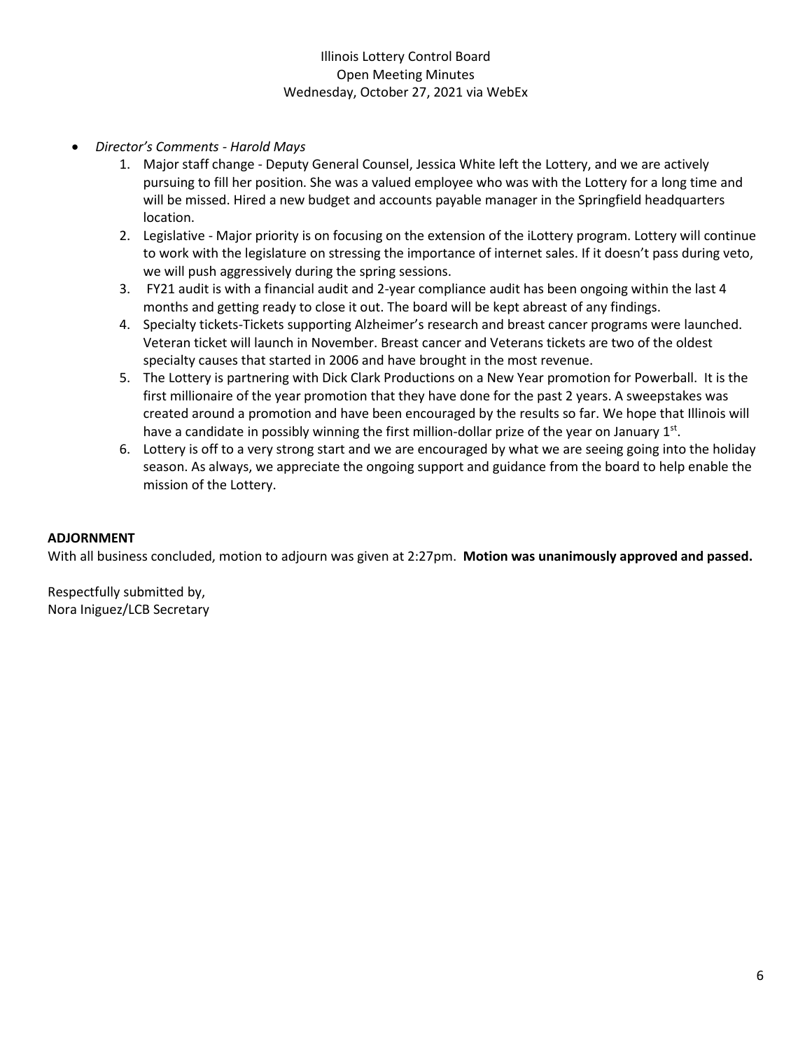Illinois Lottery Control Board
Open Meeting Minutes
Wednesday, October 27, 2021 via WebEx

- *Director's Comments - Harold Mays*
    1. Major staff change - Deputy General Counsel, Jessica White left the Lottery, and we are actively pursuing to fill her position. She was a valued employee who was with the Lottery for a long time and will be missed. Hired a new budget and accounts payable manager in the Springfield headquarters location.
    2. Legislative - Major priority is on focusing on the extension of the iLottery program. Lottery will continue to work with the legislature on stressing the importance of internet sales. If it doesn't pass during veto, we will push aggressively during the spring sessions.
    3. FY21 audit is with a financial audit and 2-year compliance audit has been ongoing within the last 4 months and getting ready to close it out. The board will be kept abreast of any findings.
    4. Specialty tickets-Tickets supporting Alzheimer's research and breast cancer programs were launched. Veteran ticket will launch in November. Breast cancer and Veterans tickets are two of the oldest specialty causes that started in 2006 and have brought in the most revenue.
    5. The Lottery is partnering with Dick Clark Productions on a New Year promotion for Powerball. It is the first millionaire of the year promotion that they have done for the past 2 years. A sweepstakes was created around a promotion and have been encouraged by the results so far. We hope that Illinois will have a candidate in possibly winning the first million-dollar prize of the year on January 1st.
    6. Lottery is off to a very strong start and we are encouraged by what we are seeing going into the holiday season. As always, we appreciate the ongoing support and guidance from the board to help enable the mission of the Lottery.

**ADJORNMENT**

With all business concluded, motion to adjourn was given at 2:27pm. **Motion was unanimously approved and passed.**

Respectfully submitted by,
Nora Iniguez/LCB Secretary